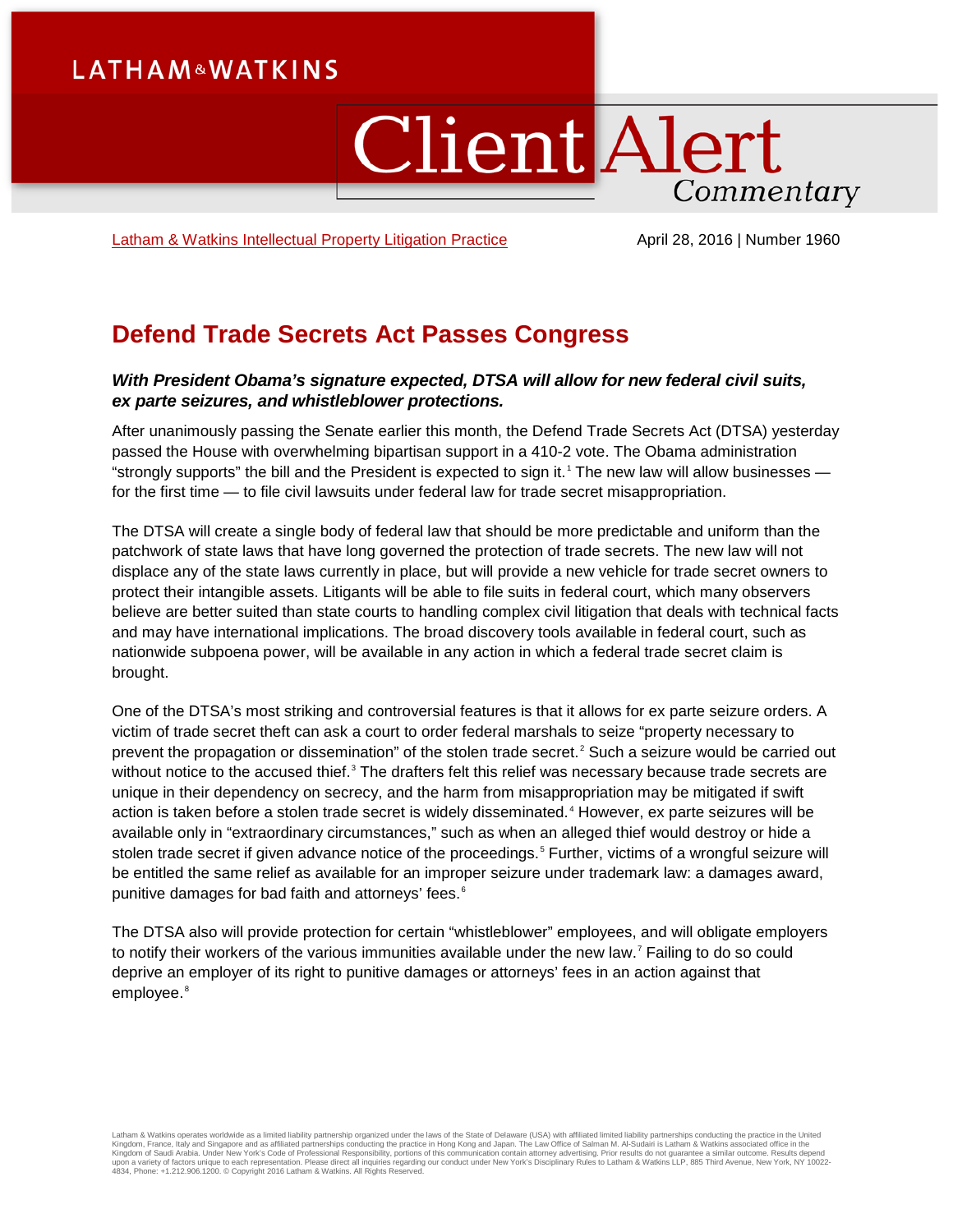LATHAM & WATKINS

# Client Alert

*Commentary*

Latham & Watkins Intellectual Property Litigation Practice

April 28, 2016 | Number 1960

## Defend Trade Secrets Act Passes Congress

***With President Obama's signature expected, DTSA will allow for new federal civil suits, ex parte seizures, and whistleblower protections.***

After unanimously passing the Senate earlier this month, the Defend Trade Secrets Act (DTSA) yesterday passed the House with overwhelming bipartisan support in a 410-2 vote. The Obama administration "strongly supports" the bill and the President is expected to sign it.[1] The new law will allow businesses — for the first time — to file civil lawsuits under federal law for trade secret misappropriation.

The DTSA will create a single body of federal law that should be more predictable and uniform than the patchwork of state laws that have long governed the protection of trade secrets. The new law will not displace any of the state laws currently in place, but will provide a new vehicle for trade secret owners to protect their intangible assets. Litigants will be able to file suits in federal court, which many observers believe are better suited than state courts to handling complex civil litigation that deals with technical facts and may have international implications. The broad discovery tools available in federal court, such as nationwide subpoena power, will be available in any action in which a federal trade secret claim is brought.

One of the DTSA's most striking and controversial features is that it allows for ex parte seizure orders. A victim of trade secret theft can ask a court to order federal marshals to seize "property necessary to prevent the propagation or dissemination" of the stolen trade secret.[2] Such a seizure would be carried out without notice to the accused thief.[3] The drafters felt this relief was necessary because trade secrets are unique in their dependency on secrecy, and the harm from misappropriation may be mitigated if swift action is taken before a stolen trade secret is widely disseminated.[4] However, ex parte seizures will be available only in "extraordinary circumstances," such as when an alleged thief would destroy or hide a stolen trade secret if given advance notice of the proceedings.[5] Further, victims of a wrongful seizure will be entitled the same relief as available for an improper seizure under trademark law: a damages award, punitive damages for bad faith and attorneys' fees.[6]

The DTSA also will provide protection for certain "whistleblower" employees, and will obligate employers to notify their workers of the various immunities available under the new law.[7] Failing to do so could deprive an employer of its right to punitive damages or attorneys' fees in an action against that employee.[8]

Latham & Watkins operates worldwide as a limited liability partnership organized under the laws of the State of Delaware (USA) with affiliated limited liability partnerships conducting the practice in the United Kingdom, France, Italy and Singapore and as affiliated partnerships conducting the practice in Hong Kong and Japan. The Law Office of Salman M. Al-Sudairi is Latham & Watkins associated office in the Kingdom of Saudi Arabia. Under New York's Code of Professional Responsibility, portions of this communication contain attorney advertising. Prior results do not guarantee a similar outcome. Results depend upon a variety of factors unique to each representation. Please direct all inquiries regarding our conduct under New York's Disciplinary Rules to Latham & Watkins LLP, 885 Third Avenue, New York, NY 10022-4834, Phone: +1.212.906.1200. © Copyright 2016 Latham & Watkins. All Rights Reserved.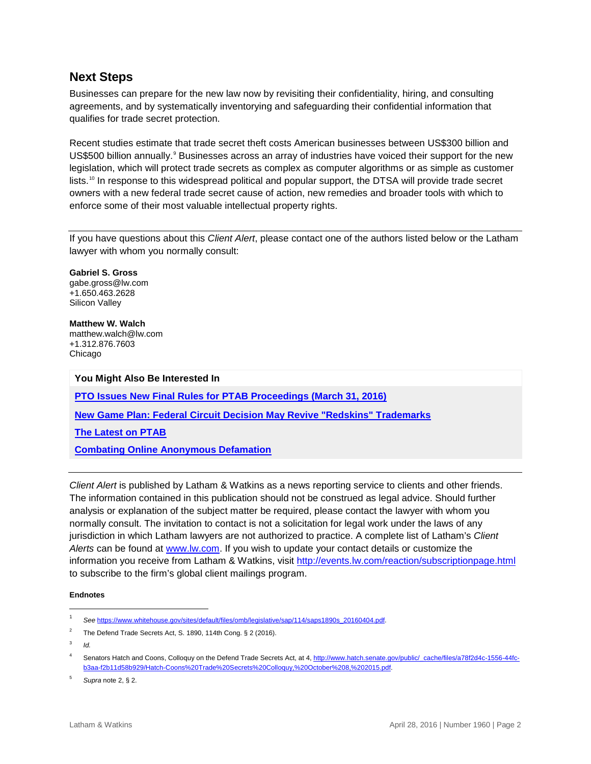## Next Steps

Businesses can prepare for the new law now by revisiting their confidentiality, hiring, and consulting agreements, and by systematically inventorying and safeguarding their confidential information that qualifies for trade secret protection.

Recent studies estimate that trade secret theft costs American businesses between US$300 billion and US$500 billion annually.[9] Businesses across an array of industries have voiced their support for the new legislation, which will protect trade secrets as complex as computer algorithms or as simple as customer lists.[10] In response to this widespread political and popular support, the DTSA will provide trade secret owners with a new federal trade secret cause of action, new remedies and broader tools with which to enforce some of their most valuable intellectual property rights.

---

If you have questions about this *Client Alert*, please contact one of the authors listed below or the Latham lawyer with whom you normally consult:

**Gabriel S. Gross**
gabe.gross@lw.com
+1.650.463.2628
Silicon Valley

**Matthew W. Walch**
matthew.walch@lw.com
+1.312.876.7603
Chicago

**You Might Also Be Interested In**

**PTO Issues New Final Rules for PTAB Proceedings (March 31, 2016)**

**New Game Plan: Federal Circuit Decision May Revive "Redskins" Trademarks**

**The Latest on PTAB**

**Combating Online Anonymous Defamation**

---

*Client Alert* is published by Latham & Watkins as a news reporting service to clients and other friends. The information contained in this publication should not be construed as legal advice. Should further analysis or explanation of the subject matter be required, please contact the lawyer with whom you normally consult. The invitation to contact is not a solicitation for legal work under the laws of any jurisdiction in which Latham lawyers are not authorized to practice. A complete list of Latham's *Client Alerts* can be found at www.lw.com. If you wish to update your contact details or customize the information you receive from Latham & Watkins, visit http://events.lw.com/reaction/subscriptionpage.html to subscribe to the firm's global client mailings program.

**Endnotes**

[1] *See* https://www.whitehouse.gov/sites/default/files/omb/legislative/sap/114/saps1890s_20160404.pdf.

[2] The Defend Trade Secrets Act, S. 1890, 114th Cong. § 2 (2016).

[3] *Id.*

[4] Senators Hatch and Coons, Colloquy on the Defend Trade Secrets Act, at 4, http://www.hatch.senate.gov/public/_cache/files/a78f2d4c-1556-44fc-b3aa-f2b11d58b929/Hatch-Coons%20Trade%20Secrets%20Colloquy,%20October%208,%202015.pdf.

[5] *Supra* note 2, § 2.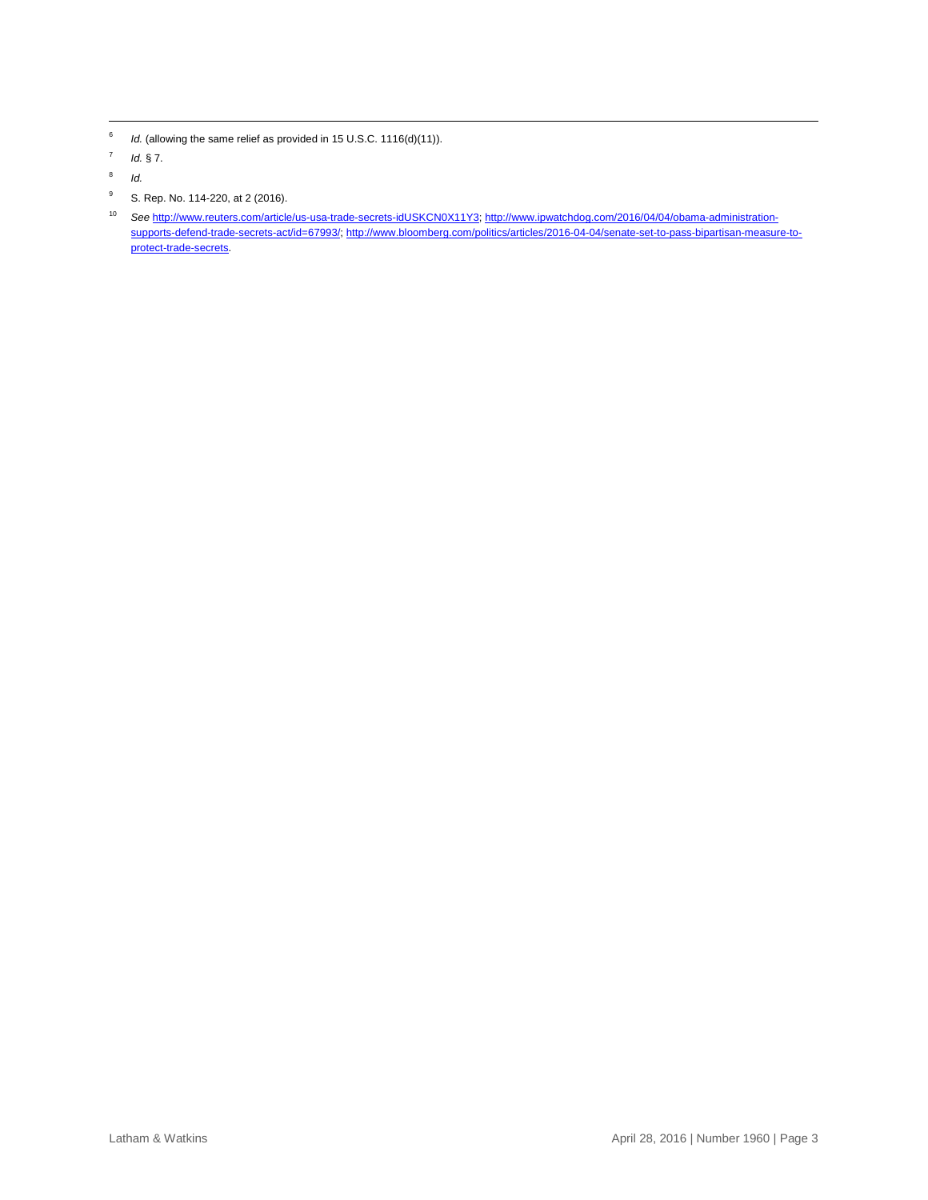6 *Id.* (allowing the same relief as provided in 15 U.S.C. 1116(d)(11)).

7 *Id.* § 7.

8 *Id.*

9 S. Rep. No. 114-220, at 2 (2016).

10 *See* http://www.reuters.com/article/us-usa-trade-secrets-idUSKCN0X11Y3; http://www.ipwatchdog.com/2016/04/04/obama-administration-supports-defend-trade-secrets-act/id=67993/; http://www.bloomberg.com/politics/articles/2016-04-04/senate-set-to-pass-bipartisan-measure-to-protect-trade-secrets.